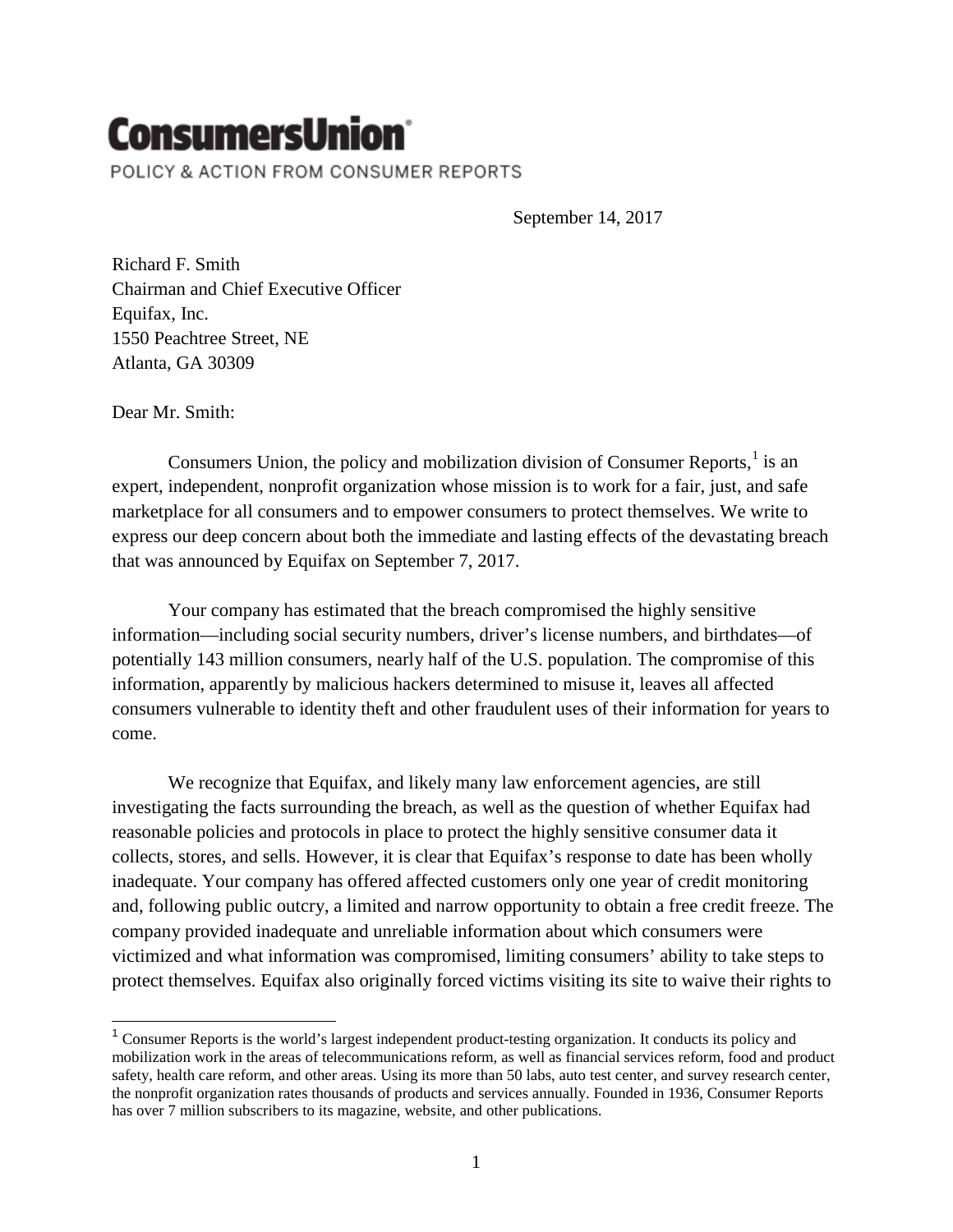# ConsumersUnion®

POLICY & ACTION FROM CONSUMER REPORTS

September 14, 2017

Richard F. Smith
Chairman and Chief Executive Officer
Equifax, Inc.
1550 Peachtree Street, NE
Atlanta, GA 30309

Dear Mr. Smith:

Consumers Union, the policy and mobilization division of Consumer Reports,[1] is an expert, independent, nonprofit organization whose mission is to work for a fair, just, and safe marketplace for all consumers and to empower consumers to protect themselves. We write to express our deep concern about both the immediate and lasting effects of the devastating breach that was announced by Equifax on September 7, 2017.

Your company has estimated that the breach compromised the highly sensitive information—including social security numbers, driver's license numbers, and birthdates—of potentially 143 million consumers, nearly half of the U.S. population. The compromise of this information, apparently by malicious hackers determined to misuse it, leaves all affected consumers vulnerable to identity theft and other fraudulent uses of their information for years to come.

We recognize that Equifax, and likely many law enforcement agencies, are still investigating the facts surrounding the breach, as well as the question of whether Equifax had reasonable policies and protocols in place to protect the highly sensitive consumer data it collects, stores, and sells. However, it is clear that Equifax's response to date has been wholly inadequate. Your company has offered affected customers only one year of credit monitoring and, following public outcry, a limited and narrow opportunity to obtain a free credit freeze. The company provided inadequate and unreliable information about which consumers were victimized and what information was compromised, limiting consumers' ability to take steps to protect themselves. Equifax also originally forced victims visiting its site to waive their rights to

---

[1] Consumer Reports is the world's largest independent product-testing organization. It conducts its policy and mobilization work in the areas of telecommunications reform, as well as financial services reform, food and product safety, health care reform, and other areas. Using its more than 50 labs, auto test center, and survey research center, the nonprofit organization rates thousands of products and services annually. Founded in 1936, Consumer Reports has over 7 million subscribers to its magazine, website, and other publications.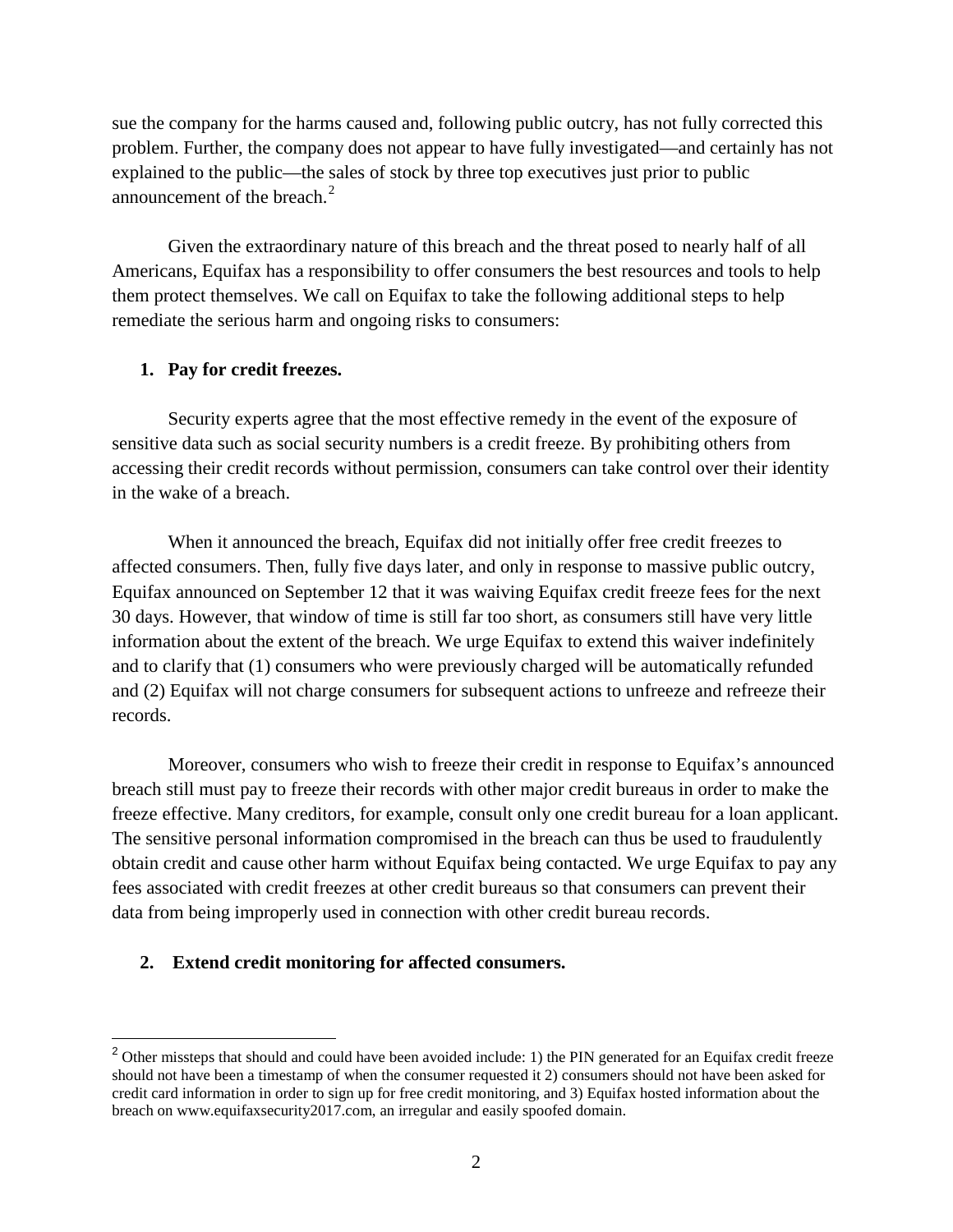sue the company for the harms caused and, following public outcry, has not fully corrected this problem. Further, the company does not appear to have fully investigated—and certainly has not explained to the public—the sales of stock by three top executives just prior to public announcement of the breach.[2]

Given the extraordinary nature of this breach and the threat posed to nearly half of all Americans, Equifax has a responsibility to offer consumers the best resources and tools to help them protect themselves. We call on Equifax to take the following additional steps to help remediate the serious harm and ongoing risks to consumers:

1. **Pay for credit freezes.**

Security experts agree that the most effective remedy in the event of the exposure of sensitive data such as social security numbers is a credit freeze. By prohibiting others from accessing their credit records without permission, consumers can take control over their identity in the wake of a breach.

When it announced the breach, Equifax did not initially offer free credit freezes to affected consumers. Then, fully five days later, and only in response to massive public outcry, Equifax announced on September 12 that it was waiving Equifax credit freeze fees for the next 30 days. However, that window of time is still far too short, as consumers still have very little information about the extent of the breach. We urge Equifax to extend this waiver indefinitely and to clarify that (1) consumers who were previously charged will be automatically refunded and (2) Equifax will not charge consumers for subsequent actions to unfreeze and refreeze their records.

Moreover, consumers who wish to freeze their credit in response to Equifax's announced breach still must pay to freeze their records with other major credit bureaus in order to make the freeze effective. Many creditors, for example, consult only one credit bureau for a loan applicant. The sensitive personal information compromised in the breach can thus be used to fraudulently obtain credit and cause other harm without Equifax being contacted. We urge Equifax to pay any fees associated with credit freezes at other credit bureaus so that consumers can prevent their data from being improperly used in connection with other credit bureau records.

2. **Extend credit monitoring for affected consumers.**

[2] Other missteps that should and could have been avoided include: 1) the PIN generated for an Equifax credit freeze should not have been a timestamp of when the consumer requested it 2) consumers should not have been asked for credit card information in order to sign up for free credit monitoring, and 3) Equifax hosted information about the breach on www.equifaxsecurity2017.com, an irregular and easily spoofed domain.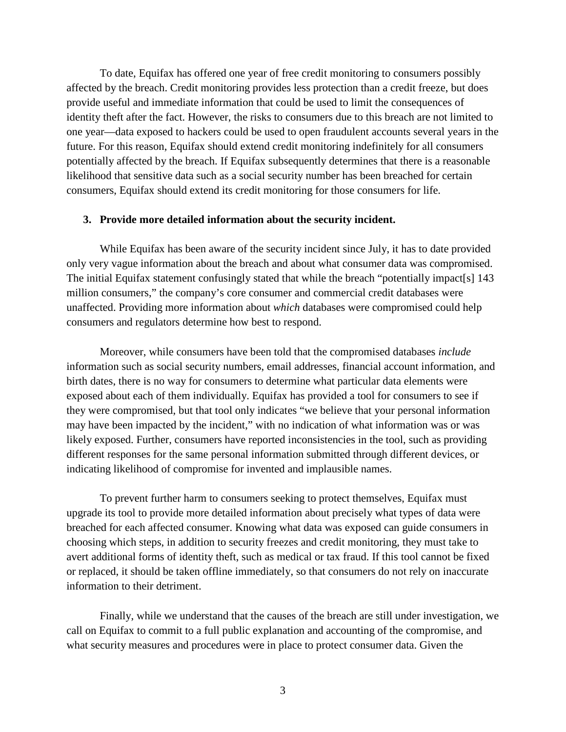To date, Equifax has offered one year of free credit monitoring to consumers possibly affected by the breach. Credit monitoring provides less protection than a credit freeze, but does provide useful and immediate information that could be used to limit the consequences of identity theft after the fact. However, the risks to consumers due to this breach are not limited to one year—data exposed to hackers could be used to open fraudulent accounts several years in the future. For this reason, Equifax should extend credit monitoring indefinitely for all consumers potentially affected by the breach. If Equifax subsequently determines that there is a reasonable likelihood that sensitive data such as a social security number has been breached for certain consumers, Equifax should extend its credit monitoring for those consumers for life.

**3. Provide more detailed information about the security incident.**

While Equifax has been aware of the security incident since July, it has to date provided only very vague information about the breach and about what consumer data was compromised. The initial Equifax statement confusingly stated that while the breach "potentially impact[s] 143 million consumers," the company's core consumer and commercial credit databases were unaffected. Providing more information about *which* databases were compromised could help consumers and regulators determine how best to respond.

Moreover, while consumers have been told that the compromised databases *include* information such as social security numbers, email addresses, financial account information, and birth dates, there is no way for consumers to determine what particular data elements were exposed about each of them individually. Equifax has provided a tool for consumers to see if they were compromised, but that tool only indicates "we believe that your personal information may have been impacted by the incident," with no indication of what information was or was likely exposed. Further, consumers have reported inconsistencies in the tool, such as providing different responses for the same personal information submitted through different devices, or indicating likelihood of compromise for invented and implausible names.

To prevent further harm to consumers seeking to protect themselves, Equifax must upgrade its tool to provide more detailed information about precisely what types of data were breached for each affected consumer. Knowing what data was exposed can guide consumers in choosing which steps, in addition to security freezes and credit monitoring, they must take to avert additional forms of identity theft, such as medical or tax fraud. If this tool cannot be fixed or replaced, it should be taken offline immediately, so that consumers do not rely on inaccurate information to their detriment.

Finally, while we understand that the causes of the breach are still under investigation, we call on Equifax to commit to a full public explanation and accounting of the compromise, and what security measures and procedures were in place to protect consumer data. Given the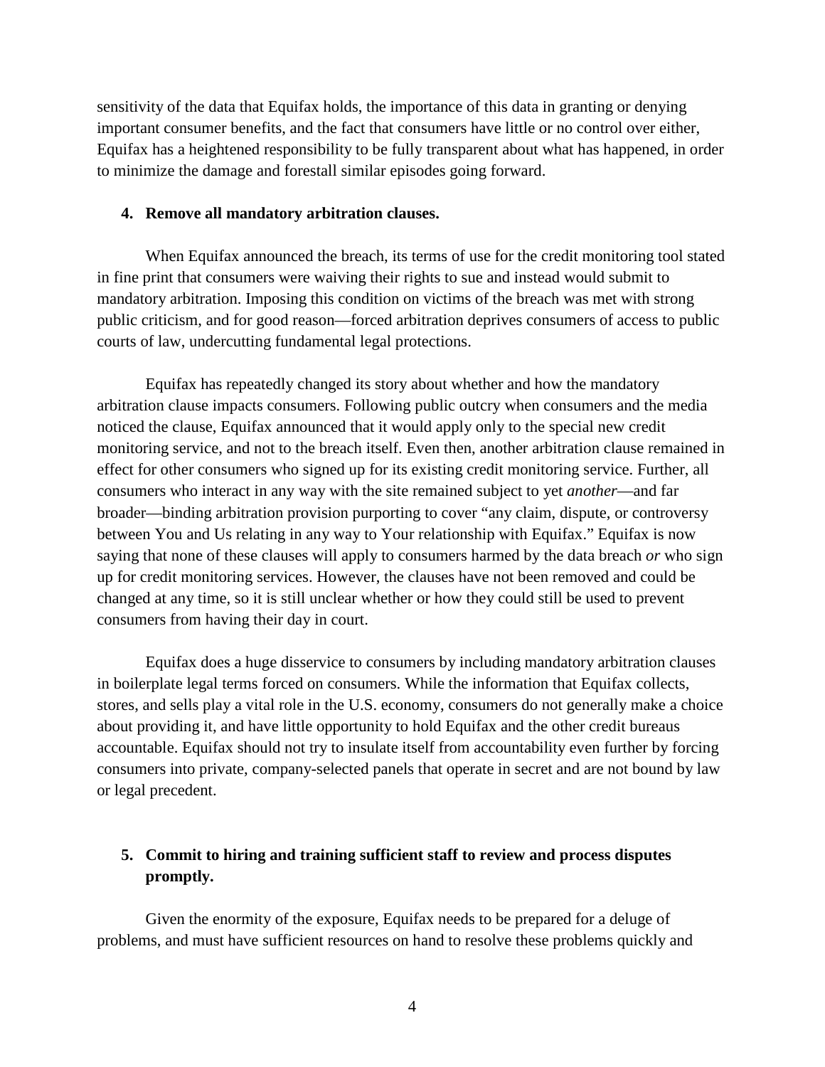sensitivity of the data that Equifax holds, the importance of this data in granting or denying important consumer benefits, and the fact that consumers have little or no control over either, Equifax has a heightened responsibility to be fully transparent about what has happened, in order to minimize the damage and forestall similar episodes going forward.

**4. Remove all mandatory arbitration clauses.**

When Equifax announced the breach, its terms of use for the credit monitoring tool stated in fine print that consumers were waiving their rights to sue and instead would submit to mandatory arbitration. Imposing this condition on victims of the breach was met with strong public criticism, and for good reason—forced arbitration deprives consumers of access to public courts of law, undercutting fundamental legal protections.

Equifax has repeatedly changed its story about whether and how the mandatory arbitration clause impacts consumers. Following public outcry when consumers and the media noticed the clause, Equifax announced that it would apply only to the special new credit monitoring service, and not to the breach itself. Even then, another arbitration clause remained in effect for other consumers who signed up for its existing credit monitoring service. Further, all consumers who interact in any way with the site remained subject to yet *another*—and far broader—binding arbitration provision purporting to cover "any claim, dispute, or controversy between You and Us relating in any way to Your relationship with Equifax." Equifax is now saying that none of these clauses will apply to consumers harmed by the data breach *or* who sign up for credit monitoring services. However, the clauses have not been removed and could be changed at any time, so it is still unclear whether or how they could still be used to prevent consumers from having their day in court.

Equifax does a huge disservice to consumers by including mandatory arbitration clauses in boilerplate legal terms forced on consumers. While the information that Equifax collects, stores, and sells play a vital role in the U.S. economy, consumers do not generally make a choice about providing it, and have little opportunity to hold Equifax and the other credit bureaus accountable. Equifax should not try to insulate itself from accountability even further by forcing consumers into private, company-selected panels that operate in secret and are not bound by law or legal precedent.

**5. Commit to hiring and training sufficient staff to review and process disputes promptly.**

Given the enormity of the exposure, Equifax needs to be prepared for a deluge of problems, and must have sufficient resources on hand to resolve these problems quickly and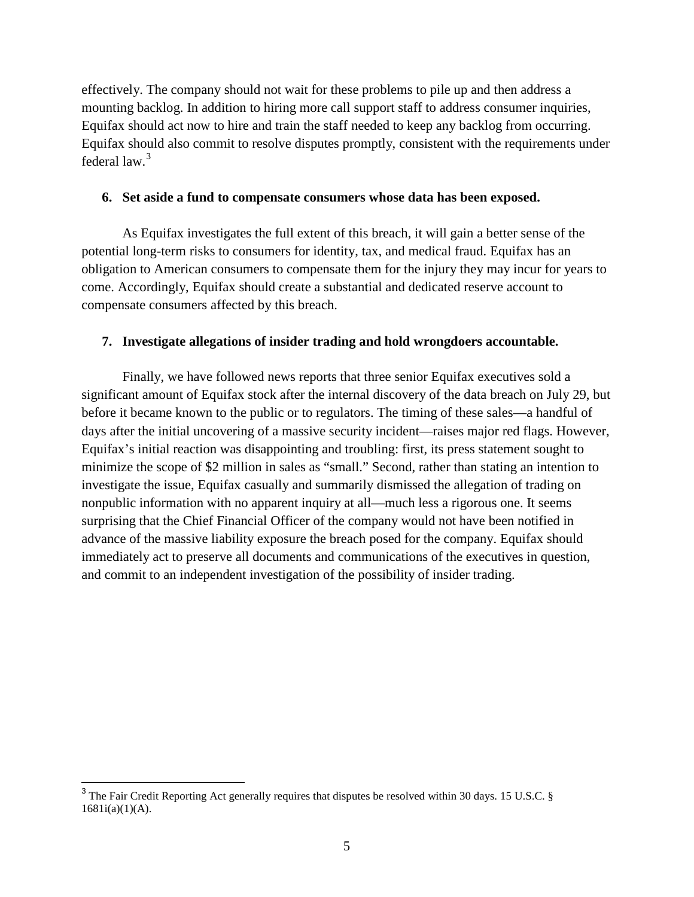effectively. The company should not wait for these problems to pile up and then address a mounting backlog. In addition to hiring more call support staff to address consumer inquiries, Equifax should act now to hire and train the staff needed to keep any backlog from occurring. Equifax should also commit to resolve disputes promptly, consistent with the requirements under federal law.[3]

**6. Set aside a fund to compensate consumers whose data has been exposed.**

As Equifax investigates the full extent of this breach, it will gain a better sense of the potential long-term risks to consumers for identity, tax, and medical fraud. Equifax has an obligation to American consumers to compensate them for the injury they may incur for years to come. Accordingly, Equifax should create a substantial and dedicated reserve account to compensate consumers affected by this breach.

**7. Investigate allegations of insider trading and hold wrongdoers accountable.**

Finally, we have followed news reports that three senior Equifax executives sold a significant amount of Equifax stock after the internal discovery of the data breach on July 29, but before it became known to the public or to regulators. The timing of these sales—a handful of days after the initial uncovering of a massive security incident—raises major red flags. However, Equifax's initial reaction was disappointing and troubling: first, its press statement sought to minimize the scope of $2 million in sales as "small." Second, rather than stating an intention to investigate the issue, Equifax casually and summarily dismissed the allegation of trading on nonpublic information with no apparent inquiry at all—much less a rigorous one. It seems surprising that the Chief Financial Officer of the company would not have been notified in advance of the massive liability exposure the breach posed for the company. Equifax should immediately act to preserve all documents and communications of the executives in question, and commit to an independent investigation of the possibility of insider trading.

---

[3] The Fair Credit Reporting Act generally requires that disputes be resolved within 30 days. 15 U.S.C. § 1681i(a)(1)(A).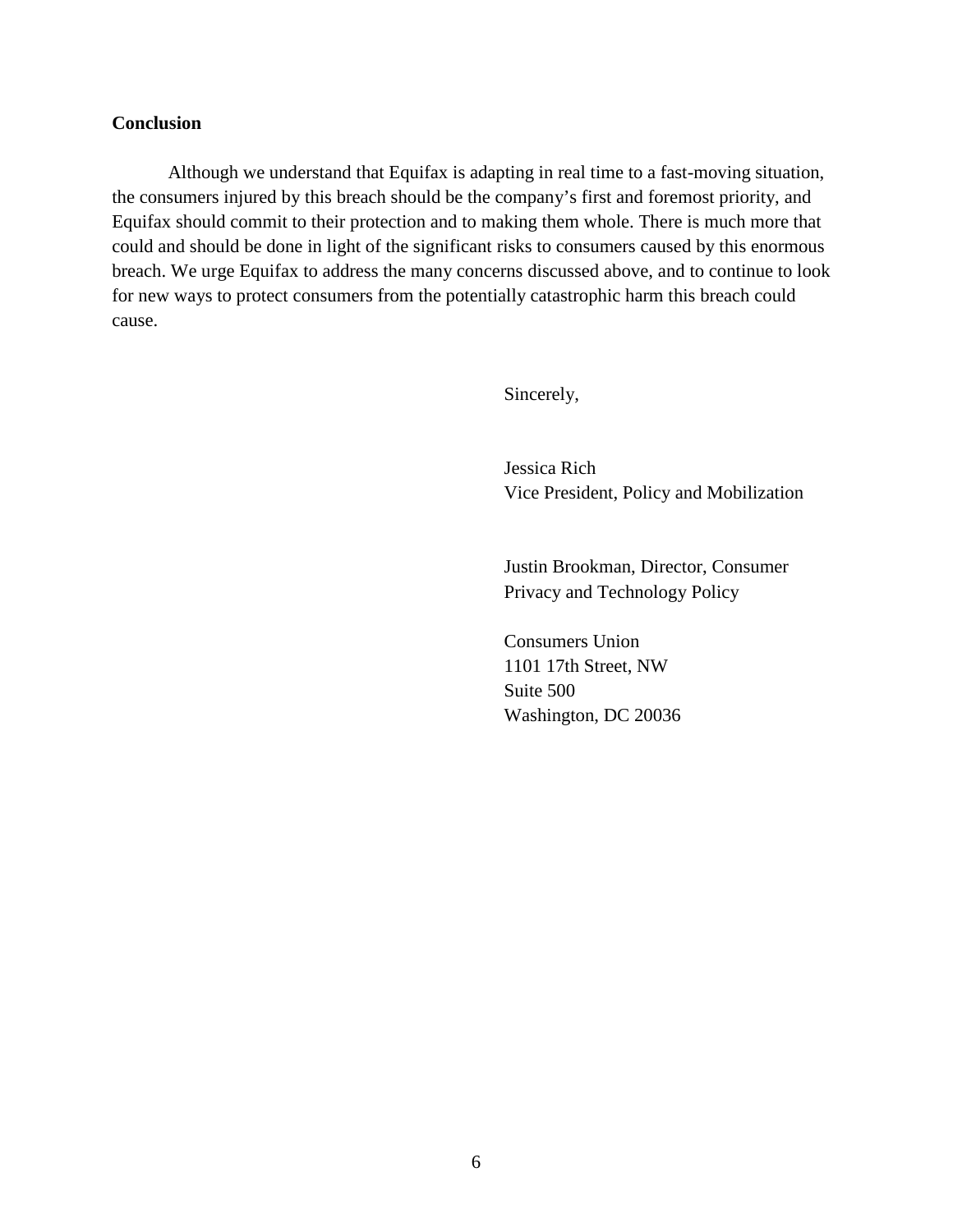## Conclusion

Although we understand that Equifax is adapting in real time to a fast-moving situation, the consumers injured by this breach should be the company's first and foremost priority, and Equifax should commit to their protection and to making them whole. There is much more that could and should be done in light of the significant risks to consumers caused by this enormous breach. We urge Equifax to address the many concerns discussed above, and to continue to look for new ways to protect consumers from the potentially catastrophic harm this breach could cause.

Sincerely,

Jessica Rich
Vice President, Policy and Mobilization

Justin Brookman, Director, Consumer Privacy and Technology Policy

Consumers Union
1101 17th Street, NW
Suite 500
Washington, DC 20036